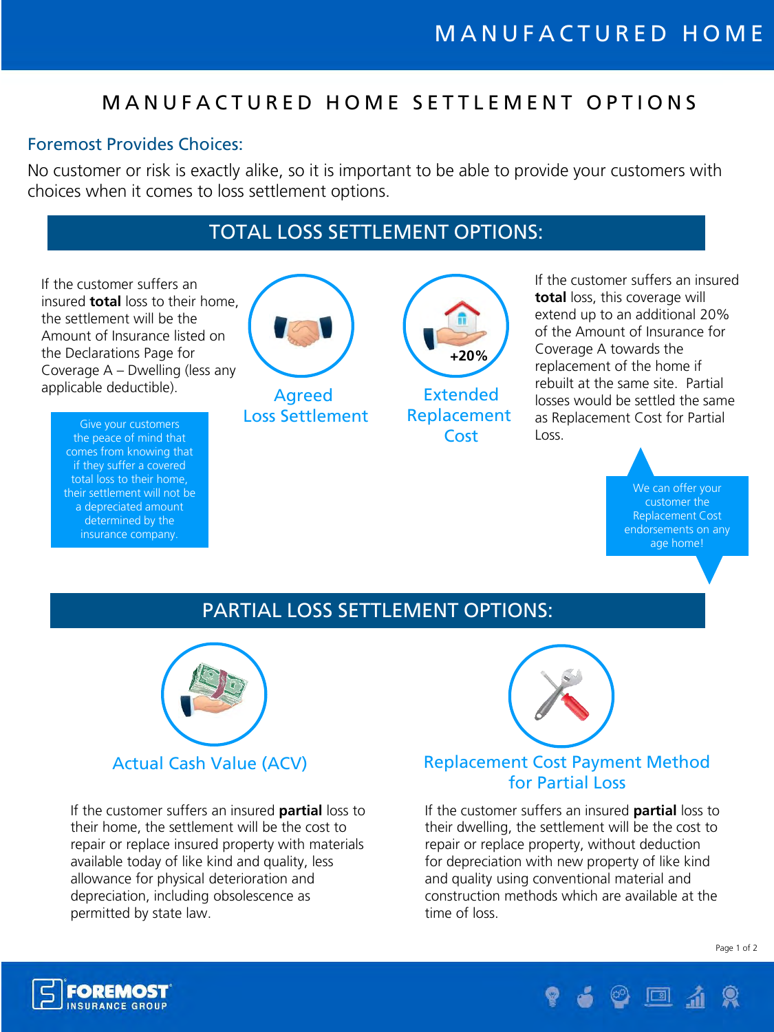# MANUFACTURED HOME SETTLEMENT OPTIONS

## Foremost Provides Choices:

No customer or risk is exactly alike, so it is important to be able to provide your customers with choices when it comes to loss settlement options.

## TOTAL LOSS SETTLEMENT OPTIONS:

### Agreed Loss Settlement

If the customer suffers an insured **total** loss to their home, the settlement will be the Amount of Insurance listed on the Declarations Page for Coverage A – Dwelling (less any applicable deductible).

Give your customers the peace of mind that comes from knowing that if they suffer a covered total loss to their home, their settlement will not be a depreciated amount determined by the insurance company.

### Extended Replacement Cost

+20%

If the customer suffers an insured **total** loss, this coverage will extend up to an additional 20% of the Amount of Insurance for Coverage A towards the replacement of the home if rebuilt at the same site. Partial losses would be settled the same as Replacement Cost for Partial Loss.

We can offer your customer the Replacement Cost endorsements on any age home!

## PARTIAL LOSS SETTLEMENT OPTIONS:

### Actual Cash Value (ACV)

If the customer suffers an insured **partial** loss to their home, the settlement will be the cost to repair or replace insured property with materials available today of like kind and quality, less allowance for physical deterioration and depreciation, including obsolescence as permitted by state law.

### Replacement Cost Payment Method for Partial Loss

If the customer suffers an insured **partial** loss to their dwelling, the settlement will be the cost to repair or replace property, without deduction for depreciation with new property of like kind and quality using conventional material and construction methods which are available at the time of loss.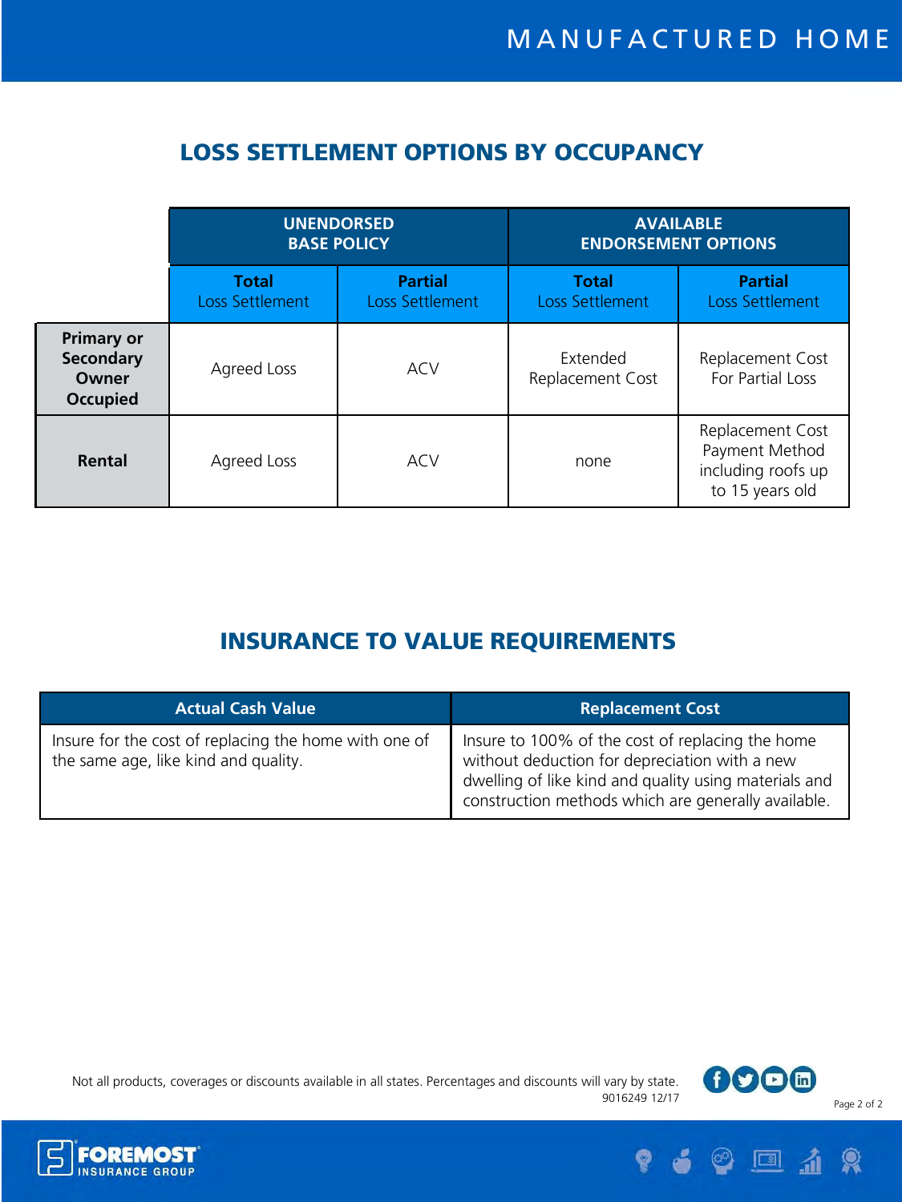# MANUFACTURED HOME

## LOSS SETTLEMENT OPTIONS BY OCCUPANCY

| | UNENDORSED BASE POLICY | | AVAILABLE ENDORSEMENT OPTIONS | |
|---|---|---|---|---|
| | **Total** Loss Settlement | **Partial** Loss Settlement | **Total** Loss Settlement | **Partial** Loss Settlement |
| **Primary or Secondary Owner Occupied** | Agreed Loss | ACV | Extended Replacement Cost | Replacement Cost For Partial Loss |
| **Rental** | Agreed Loss | ACV | none | Replacement Cost Payment Method including roofs up to 15 years old |

## INSURANCE TO VALUE REQUIREMENTS

| Actual Cash Value | Replacement Cost |
|---|---|
| Insure for the cost of replacing the home with one of the same age, like kind and quality. | Insure to 100% of the cost of replacing the home without deduction for depreciation with a new dwelling of like kind and quality using materials and construction methods which are generally available. |

Not all products, coverages or discounts available in all states. Percentages and discounts will vary by state.
9016249 12/17

FOREMOST INSURANCE GROUP